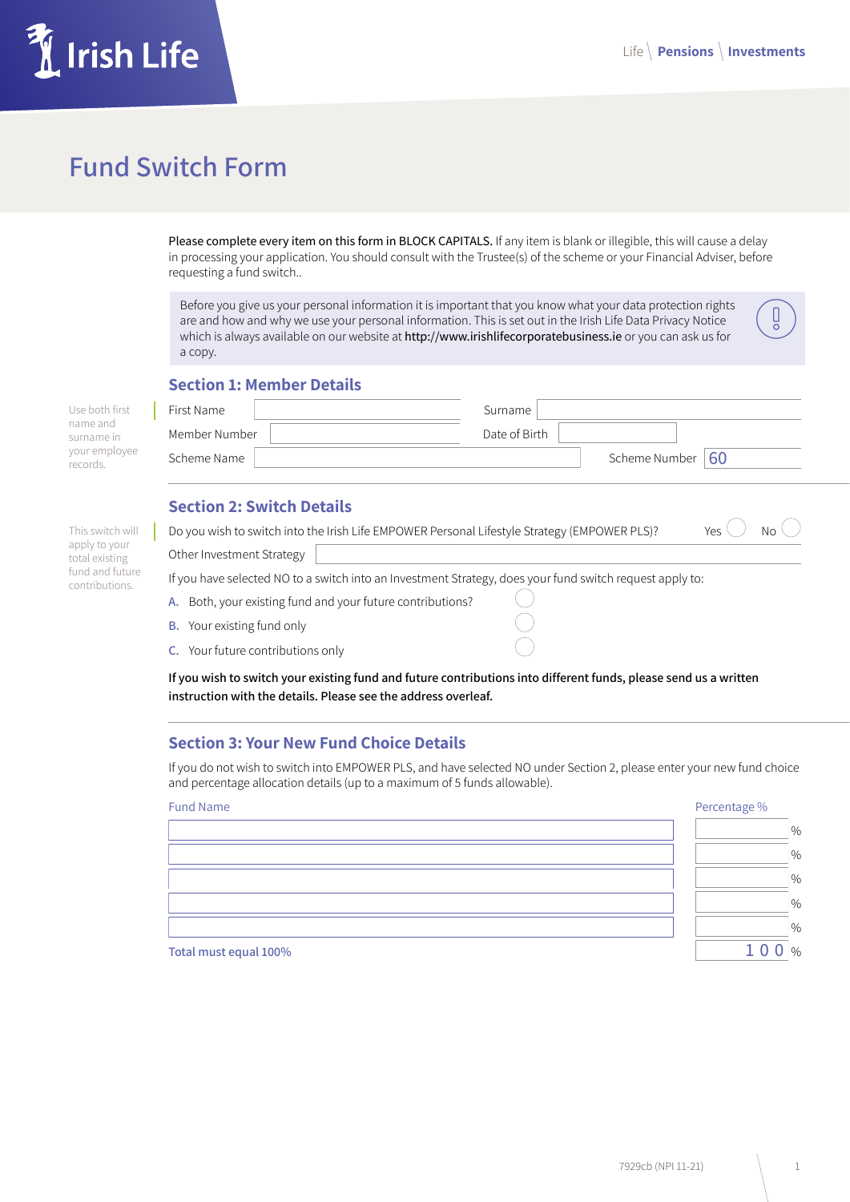Irish Life

Life | **Pensions** | **Investments**

# Fund Switch Form

**Please complete every item on this form in BLOCK CAPITALS.** If any item is blank or illegible, this will cause a delay in processing your application. You should consult with the Trustee(s) of the scheme or your Financial Adviser, before requesting a fund switch..

> Before you give us your personal information it is important that you know what your data protection rights are and how and why we use your personal information. This is set out in the Irish Life Data Privacy Notice which is always available on our website at **http://www.irishlifecorporatebusiness.ie** or you can ask us for a copy.

## Section 1: Member Details

*Use both first name and surname in your employee records.*

| | | | |
|---|---|---|---|
| First Name | | Surname | |
| Member Number | | Date of Birth | |
| Scheme Name | | Scheme Number | 60 |

## Section 2: Switch Details

*This switch will apply to your total existing fund and future contributions.*

Do you wish to switch into the Irish Life EMPOWER Personal Lifestyle Strategy (EMPOWER PLS)? Yes ◯ No ◯

Other Investment Strategy ________________________

If you have selected NO to a switch into an Investment Strategy, does your fund switch request apply to:

- **A.** Both, your existing fund and your future contributions? ◯
- **B.** Your existing fund only ◯
- **C.** Your future contributions only ◯

**If you wish to switch your existing fund and future contributions into different funds, please send us a written instruction with the details. Please see the address overleaf.**

## Section 3: Your New Fund Choice Details

If you do not wish to switch into EMPOWER PLS, and have selected NO under Section 2, please enter your new fund choice and percentage allocation details (up to a maximum of 5 funds allowable).

| Fund Name | Percentage % |
|---|---|
| | % |
| | % |
| | % |
| | % |
| | % |
| Total must equal 100% | 100 % |

7929cb (NPI 11-21)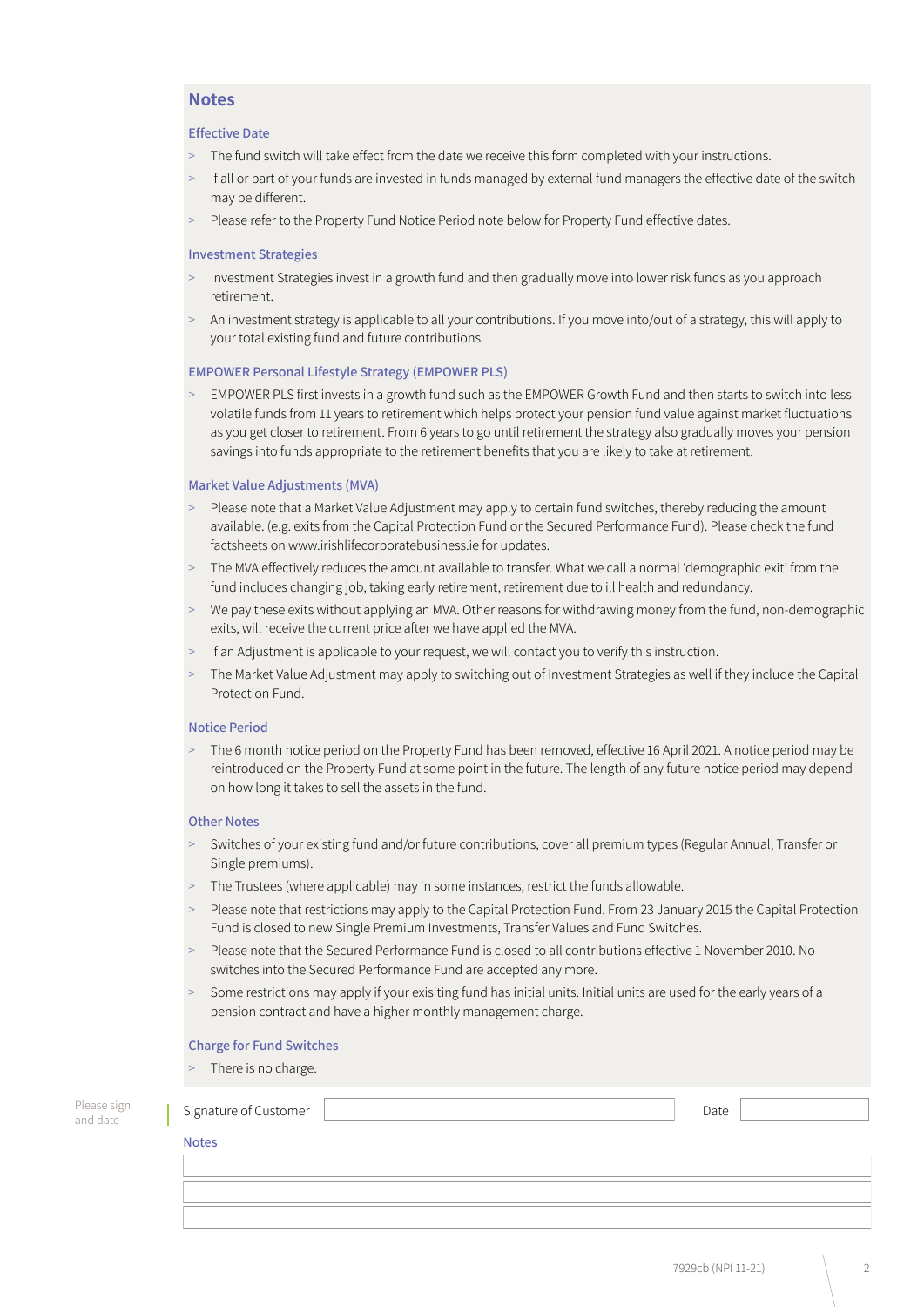## Notes

### Effective Date

- The fund switch will take effect from the date we receive this form completed with your instructions.
- If all or part of your funds are invested in funds managed by external fund managers the effective date of the switch may be different.
- Please refer to the Property Fund Notice Period note below for Property Fund effective dates.

### Investment Strategies

- Investment Strategies invest in a growth fund and then gradually move into lower risk funds as you approach retirement.
- An investment strategy is applicable to all your contributions. If you move into/out of a strategy, this will apply to your total existing fund and future contributions.

### EMPOWER Personal Lifestyle Strategy (EMPOWER PLS)

- EMPOWER PLS first invests in a growth fund such as the EMPOWER Growth Fund and then starts to switch into less volatile funds from 11 years to retirement which helps protect your pension fund value against market fluctuations as you get closer to retirement. From 6 years to go until retirement the strategy also gradually moves your pension savings into funds appropriate to the retirement benefits that you are likely to take at retirement.

### Market Value Adjustments (MVA)

- Please note that a Market Value Adjustment may apply to certain fund switches, thereby reducing the amount available. (e.g. exits from the Capital Protection Fund or the Secured Performance Fund). Please check the fund factsheets on www.irishlifecorporatebusiness.ie for updates.
- The MVA effectively reduces the amount available to transfer. What we call a normal 'demographic exit' from the fund includes changing job, taking early retirement, retirement due to ill health and redundancy.
- We pay these exits without applying an MVA. Other reasons for withdrawing money from the fund, non-demographic exits, will receive the current price after we have applied the MVA.
- If an Adjustment is applicable to your request, we will contact you to verify this instruction.
- The Market Value Adjustment may apply to switching out of Investment Strategies as well if they include the Capital Protection Fund.

### Notice Period

- The 6 month notice period on the Property Fund has been removed, effective 16 April 2021. A notice period may be reintroduced on the Property Fund at some point in the future. The length of any future notice period may depend on how long it takes to sell the assets in the fund.

### Other Notes

- Switches of your existing fund and/or future contributions, cover all premium types (Regular Annual, Transfer or Single premiums).
- The Trustees (where applicable) may in some instances, restrict the funds allowable.
- Please note that restrictions may apply to the Capital Protection Fund. From 23 January 2015 the Capital Protection Fund is closed to new Single Premium Investments, Transfer Values and Fund Switches.
- Please note that the Secured Performance Fund is closed to all contributions effective 1 November 2010. No switches into the Secured Performance Fund are accepted any more.
- Some restrictions may apply if your exisiting fund has initial units. Initial units are used for the early years of a pension contract and have a higher monthly management charge.

### Charge for Fund Switches

- There is no charge.

Please sign and date

Signature of Customer ______________________ Date ____________

**Notes**

______________________________________________

______________________________________________

______________________________________________

7929cb (NPI 11-21)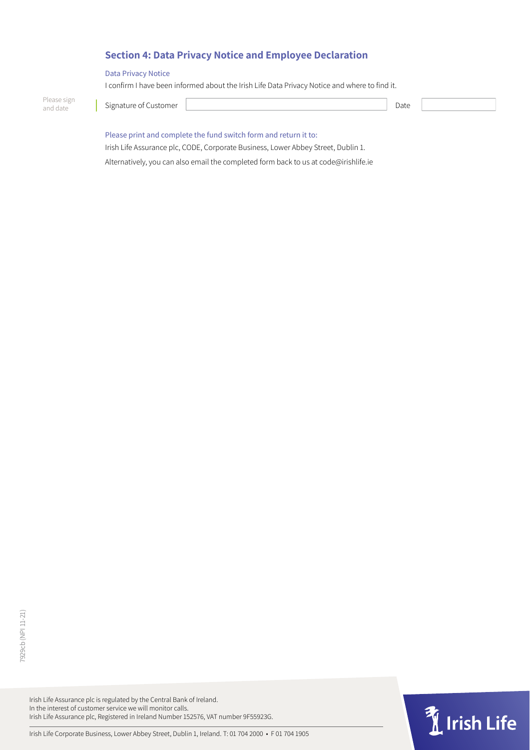## Section 4: Data Privacy Notice and Employee Declaration

### Data Privacy Notice

I confirm I have been informed about the Irish Life Data Privacy Notice and where to find it.

Please sign and date

Signature of Customer ______________________ Date __________

### Please print and complete the fund switch form and return it to:

Irish Life Assurance plc, CODE, Corporate Business, Lower Abbey Street, Dublin 1.

Alternatively, you can also email the completed form back to us at code@irishlife.ie

7929cb (NPI 11-21)

Irish Life Assurance plc is regulated by the Central Bank of Ireland.
In the interest of customer service we will monitor calls.
Irish Life Assurance plc, Registered in Ireland Number 152576, VAT number 9F55923G.

Irish Life Corporate Business, Lower Abbey Street, Dublin 1, Ireland. T: 01 704 2000 • F 01 704 1905

Irish Life